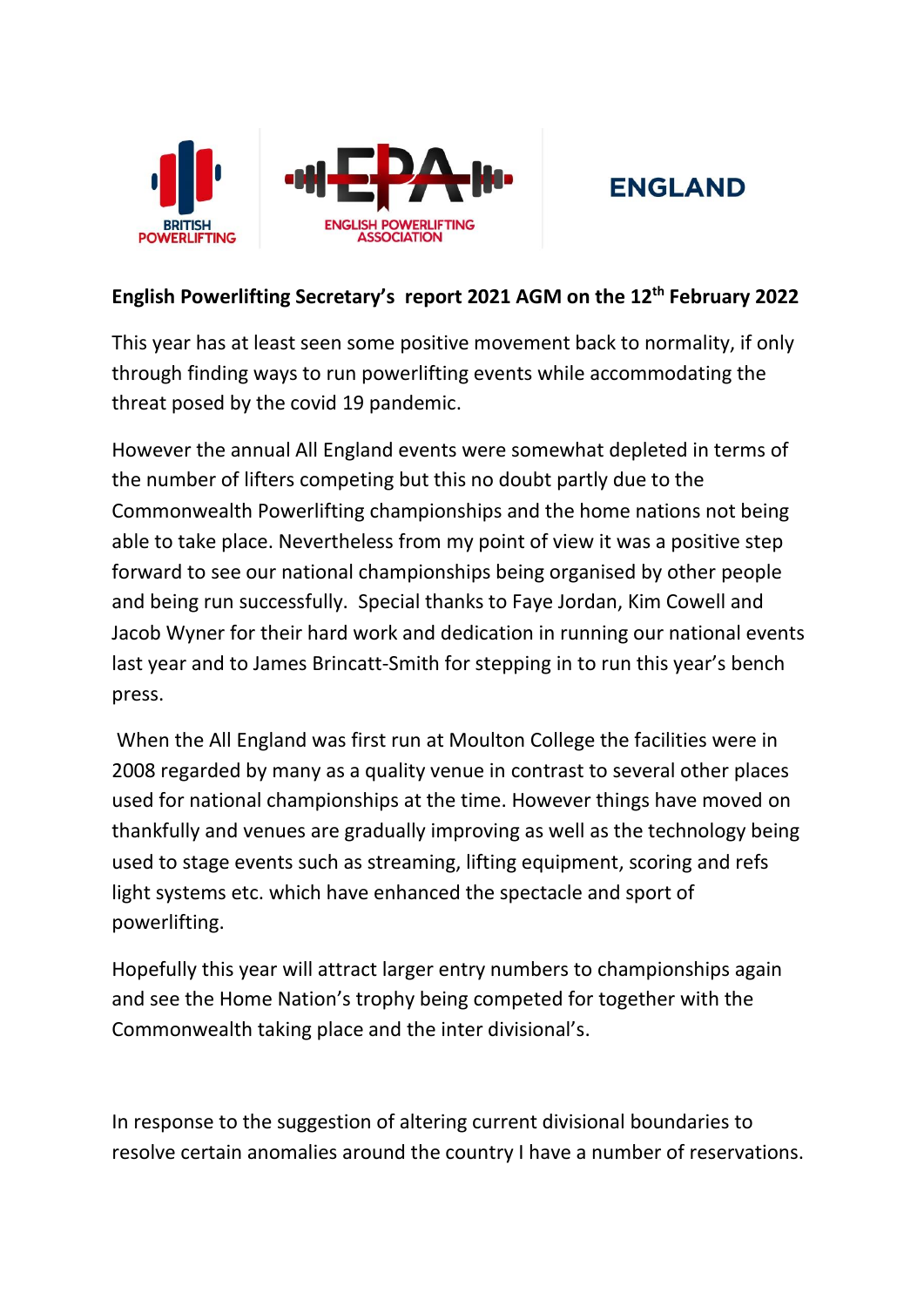BRITISH POWERLIFTING

ENGLISH POWERLIFTING ASSOCIATION

ENGLAND

**English Powerlifting Secretary's report 2021 AGM on the 12th February 2022**

This year has at least seen some positive movement back to normality, if only through finding ways to run powerlifting events while accommodating the threat posed by the covid 19 pandemic.

However the annual All England events were somewhat depleted in terms of the number of lifters competing but this no doubt partly due to the Commonwealth Powerlifting championships and the home nations not being able to take place. Nevertheless from my point of view it was a positive step forward to see our national championships being organised by other people and being run successfully. Special thanks to Faye Jordan, Kim Cowell and Jacob Wyner for their hard work and dedication in running our national events last year and to James Brincatt-Smith for stepping in to run this year's bench press.

When the All England was first run at Moulton College the facilities were in 2008 regarded by many as a quality venue in contrast to several other places used for national championships at the time. However things have moved on thankfully and venues are gradually improving as well as the technology being used to stage events such as streaming, lifting equipment, scoring and refs light systems etc. which have enhanced the spectacle and sport of powerlifting.

Hopefully this year will attract larger entry numbers to championships again and see the Home Nation's trophy being competed for together with the Commonwealth taking place and the inter divisional's.

In response to the suggestion of altering current divisional boundaries to resolve certain anomalies around the country I have a number of reservations.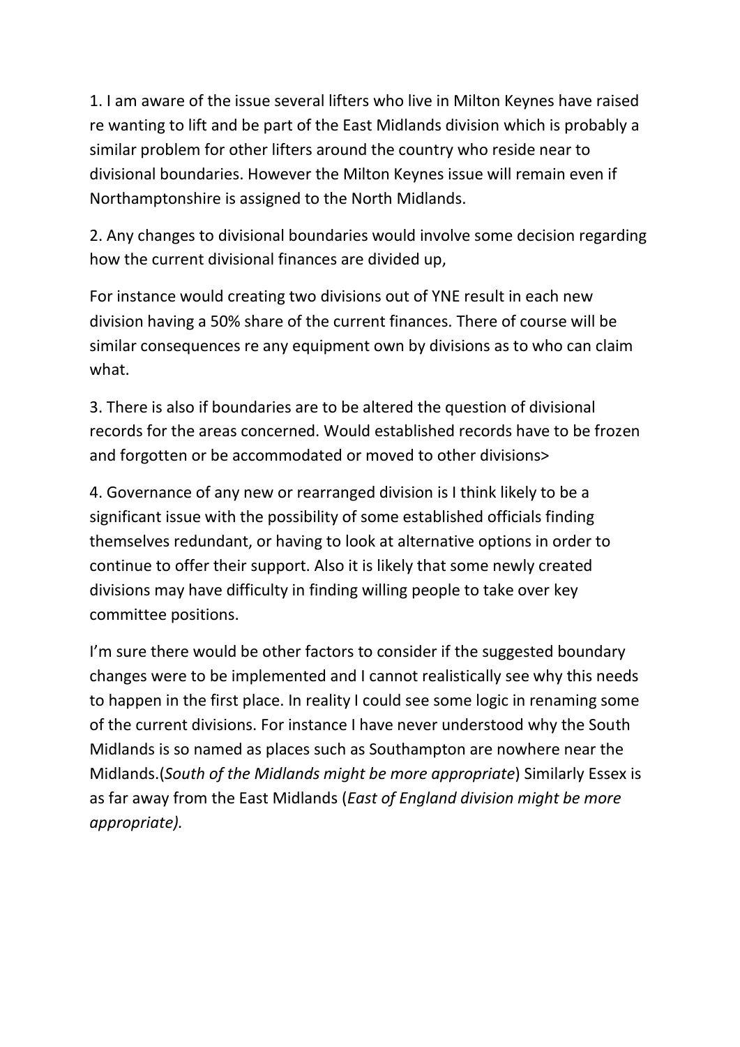1. I am aware of the issue several lifters who live in Milton Keynes have raised re wanting to lift and be part of the East Midlands division which is probably a similar problem for other lifters around the country who reside near to divisional boundaries. However the Milton Keynes issue will remain even if Northamptonshire is assigned to the North Midlands.

2. Any changes to divisional boundaries would involve some decision regarding how the current divisional finances are divided up,

For instance would creating two divisions out of YNE result in each new division having a 50% share of the current finances. There of course will be similar consequences re any equipment own by divisions as to who can claim what.

3. There is also if boundaries are to be altered the question of divisional records for the areas concerned. Would established records have to be frozen and forgotten or be accommodated or moved to other divisions>

4. Governance of any new or rearranged division is I think likely to be a significant issue with the possibility of some established officials finding themselves redundant, or having to look at alternative options in order to continue to offer their support. Also it is likely that some newly created divisions may have difficulty in finding willing people to take over key committee positions.

I'm sure there would be other factors to consider if the suggested boundary changes were to be implemented and I cannot realistically see why this needs to happen in the first place. In reality I could see some logic in renaming some of the current divisions. For instance I have never understood why the South Midlands is so named as places such as Southampton are nowhere near the Midlands.(*South of the Midlands might be more appropriate*) Similarly Essex is as far away from the East Midlands (*East of England division might be more appropriate).*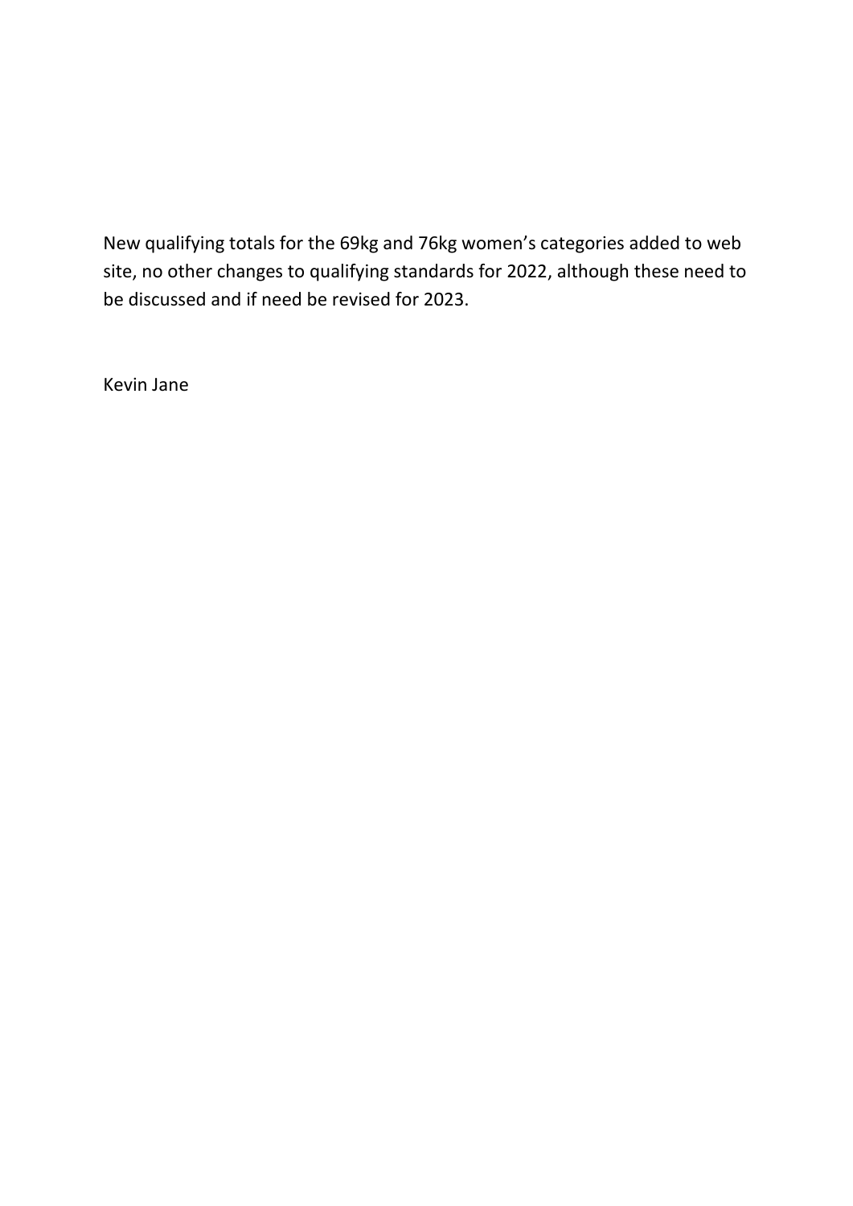New qualifying totals for the 69kg and 76kg women's categories added to web site, no other changes to qualifying standards for 2022, although these need to be discussed and if need be revised for 2023.

Kevin Jane